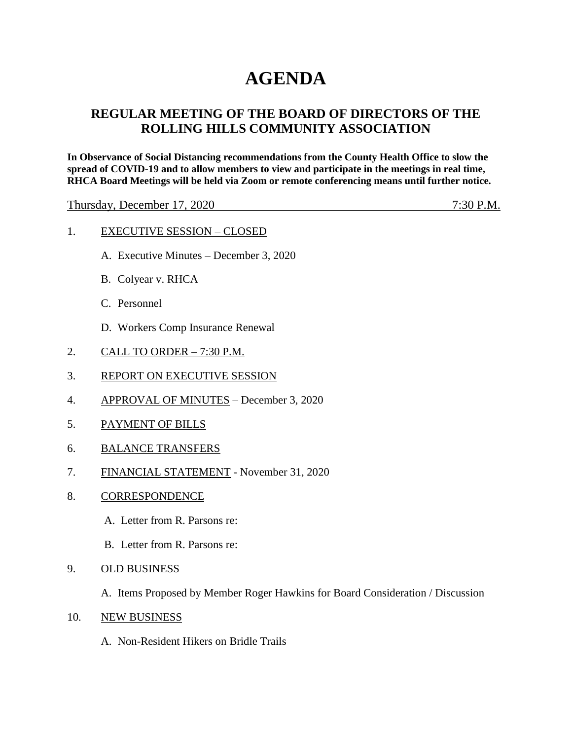# AGENDA

## REGULAR MEETING OF THE BOARD OF DIRECTORS OF THE ROLLING HILLS COMMUNITY ASSOCIATION

**In Observance of Social Distancing recommendations from the County Health Office to slow the spread of COVID-19 and to allow members to view and participate in the meetings in real time, RHCA Board Meetings will be held via Zoom or remote conferencing means until further notice.**

Thursday, December 17, 2020 7:30 P.M.

1. EXECUTIVE SESSION – CLOSED
   - A. Executive Minutes – December 3, 2020
   - B. Colyear v. RHCA
   - C. Personnel
   - D. Workers Comp Insurance Renewal
2. CALL TO ORDER – 7:30 P.M.
3. REPORT ON EXECUTIVE SESSION
4. APPROVAL OF MINUTES – December 3, 2020
5. PAYMENT OF BILLS
6. BALANCE TRANSFERS
7. FINANCIAL STATEMENT - November 31, 2020
8. CORRESPONDENCE
   - A. Letter from R. Parsons re:
   - B. Letter from R. Parsons re:
9. OLD BUSINESS
   - A. Items Proposed by Member Roger Hawkins for Board Consideration / Discussion
10. NEW BUSINESS
    - A. Non-Resident Hikers on Bridle Trails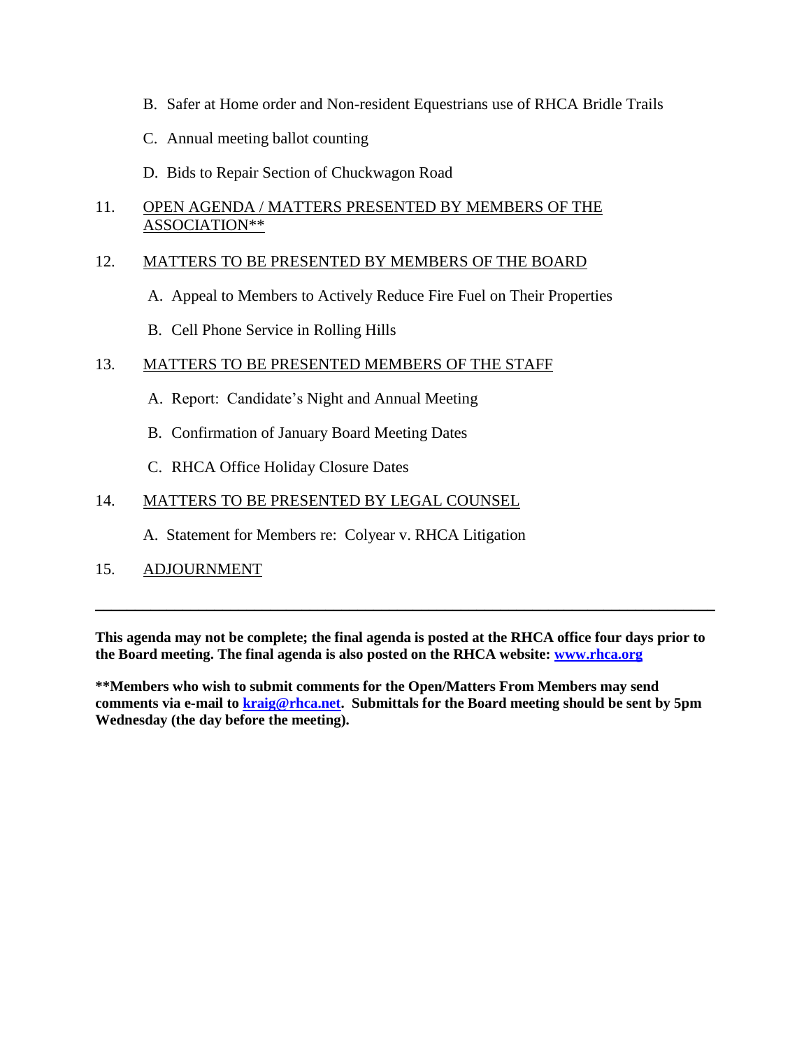B. Safer at Home order and Non-resident Equestrians use of RHCA Bridle Trails

C. Annual meeting ballot counting

D. Bids to Repair Section of Chuckwagon Road

11. OPEN AGENDA / MATTERS PRESENTED BY MEMBERS OF THE ASSOCIATION**

12. MATTERS TO BE PRESENTED BY MEMBERS OF THE BOARD

A. Appeal to Members to Actively Reduce Fire Fuel on Their Properties

B. Cell Phone Service in Rolling Hills

13. MATTERS TO BE PRESENTED MEMBERS OF THE STAFF

A. Report: Candidate's Night and Annual Meeting

B. Confirmation of January Board Meeting Dates

C. RHCA Office Holiday Closure Dates

14. MATTERS TO BE PRESENTED BY LEGAL COUNSEL

A. Statement for Members re: Colyear v. RHCA Litigation

15. ADJOURNMENT

---

**This agenda may not be complete; the final agenda is posted at the RHCA office four days prior to the Board meeting. The final agenda is also posted on the RHCA website: [www.rhca.org](http://www.rhca.org)**

****Members who wish to submit comments for the Open/Matters From Members may send comments via e-mail to [kraig@rhca.net](mailto:kraig@rhca.net). Submittals for the Board meeting should be sent by 5pm Wednesday (the day before the meeting).**